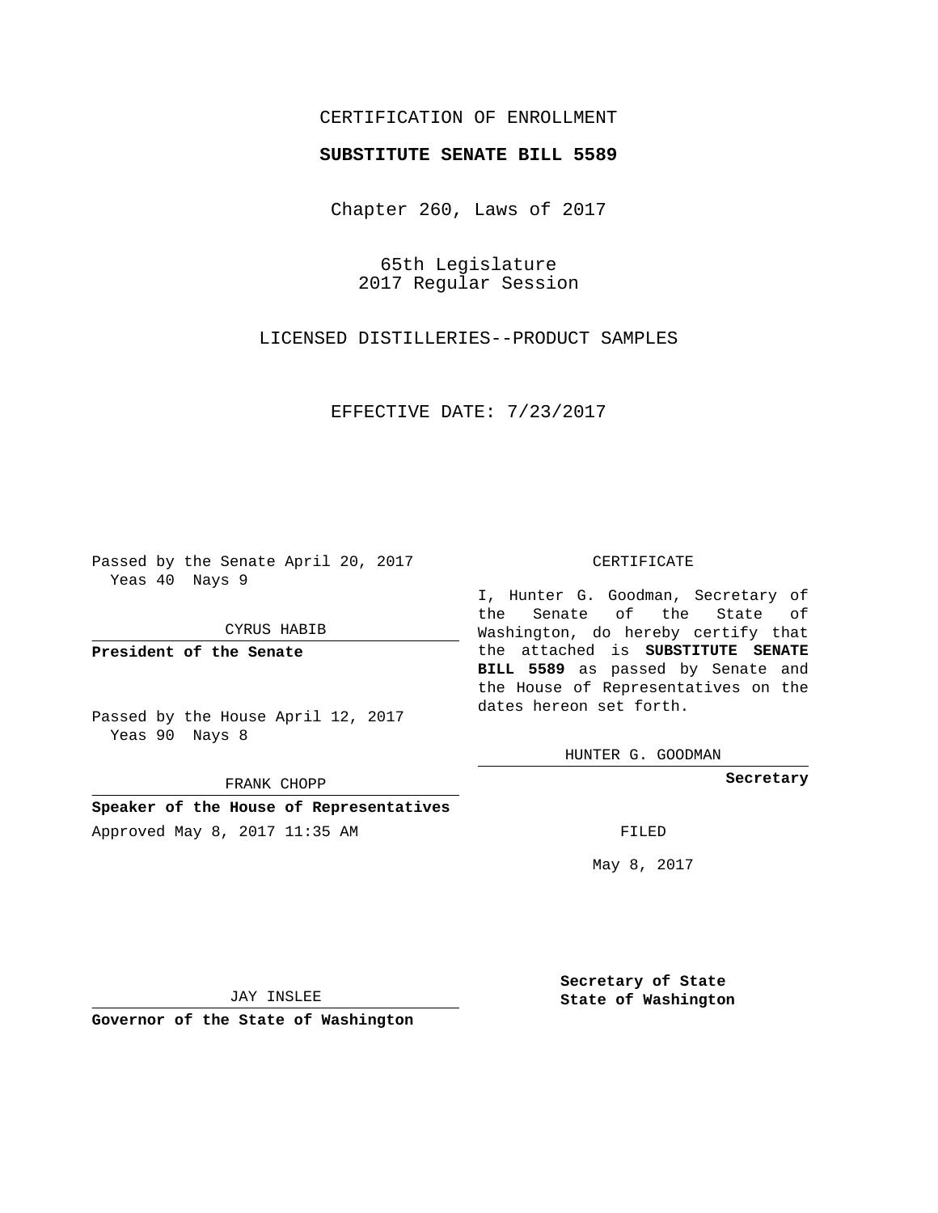CERTIFICATION OF ENROLLMENT

**SUBSTITUTE SENATE BILL 5589**

Chapter 260, Laws of 2017

65th Legislature
2017 Regular Session

LICENSED DISTILLERIES--PRODUCT SAMPLES

EFFECTIVE DATE: 7/23/2017

Passed by the Senate April 20, 2017
Yeas 40 Nays 9

CYRUS HABIB

**President of the Senate**

Passed by the House April 12, 2017
Yeas 90 Nays 8

FRANK CHOPP

**Speaker of the House of Representatives**

Approved May 8, 2017 11:35 AM

JAY INSLEE

**Governor of the State of Washington**

CERTIFICATE

I, Hunter G. Goodman, Secretary of the Senate of the State of Washington, do hereby certify that the attached is **SUBSTITUTE SENATE BILL 5589** as passed by Senate and the House of Representatives on the dates hereon set forth.

HUNTER G. GOODMAN

**Secretary**

FILED

May 8, 2017

**Secretary of State**
**State of Washington**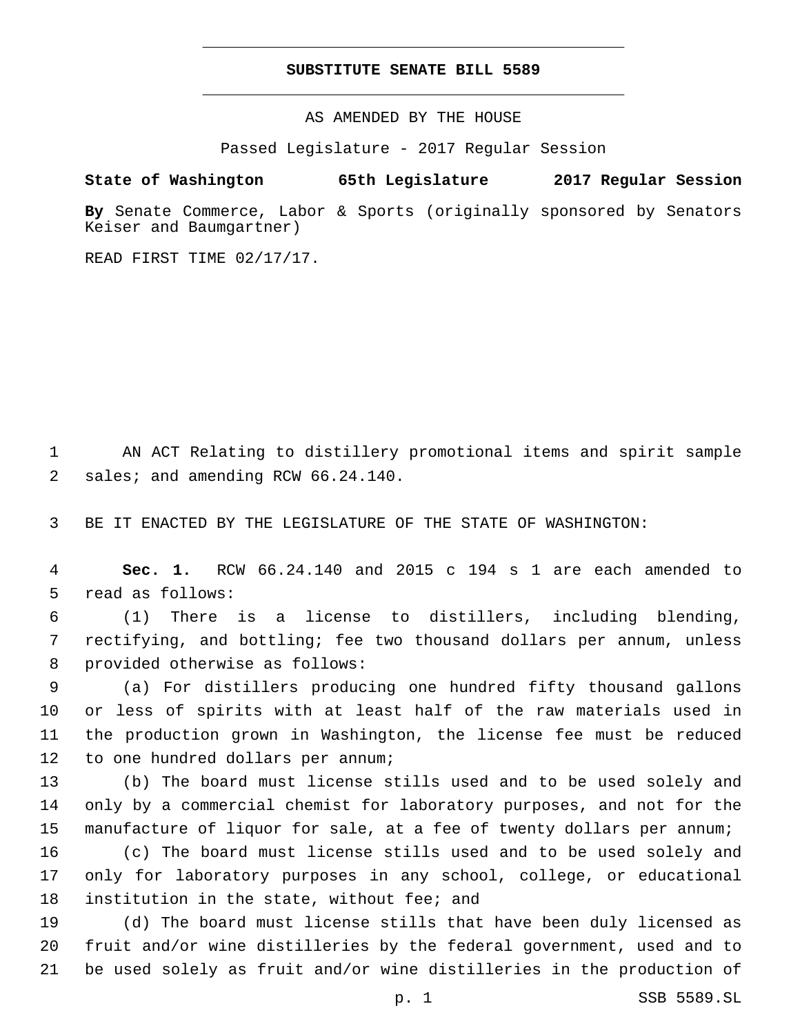# SUBSTITUTE SENATE BILL 5589

AS AMENDED BY THE HOUSE

Passed Legislature - 2017 Regular Session

**State of Washington 65th Legislature 2017 Regular Session**

**By** Senate Commerce, Labor & Sports (originally sponsored by Senators Keiser and Baumgartner)

READ FIRST TIME 02/17/17.

AN ACT Relating to distillery promotional items and spirit sample sales; and amending RCW 66.24.140.

BE IT ENACTED BY THE LEGISLATURE OF THE STATE OF WASHINGTON:

**Sec. 1.** RCW 66.24.140 and 2015 c 194 s 1 are each amended to read as follows:

(1) There is a license to distillers, including blending, rectifying, and bottling; fee two thousand dollars per annum, unless provided otherwise as follows:

(a) For distillers producing one hundred fifty thousand gallons or less of spirits with at least half of the raw materials used in the production grown in Washington, the license fee must be reduced to one hundred dollars per annum;

(b) The board must license stills used and to be used solely and only by a commercial chemist for laboratory purposes, and not for the manufacture of liquor for sale, at a fee of twenty dollars per annum;

(c) The board must license stills used and to be used solely and only for laboratory purposes in any school, college, or educational institution in the state, without fee; and

(d) The board must license stills that have been duly licensed as fruit and/or wine distilleries by the federal government, used and to be used solely as fruit and/or wine distilleries in the production of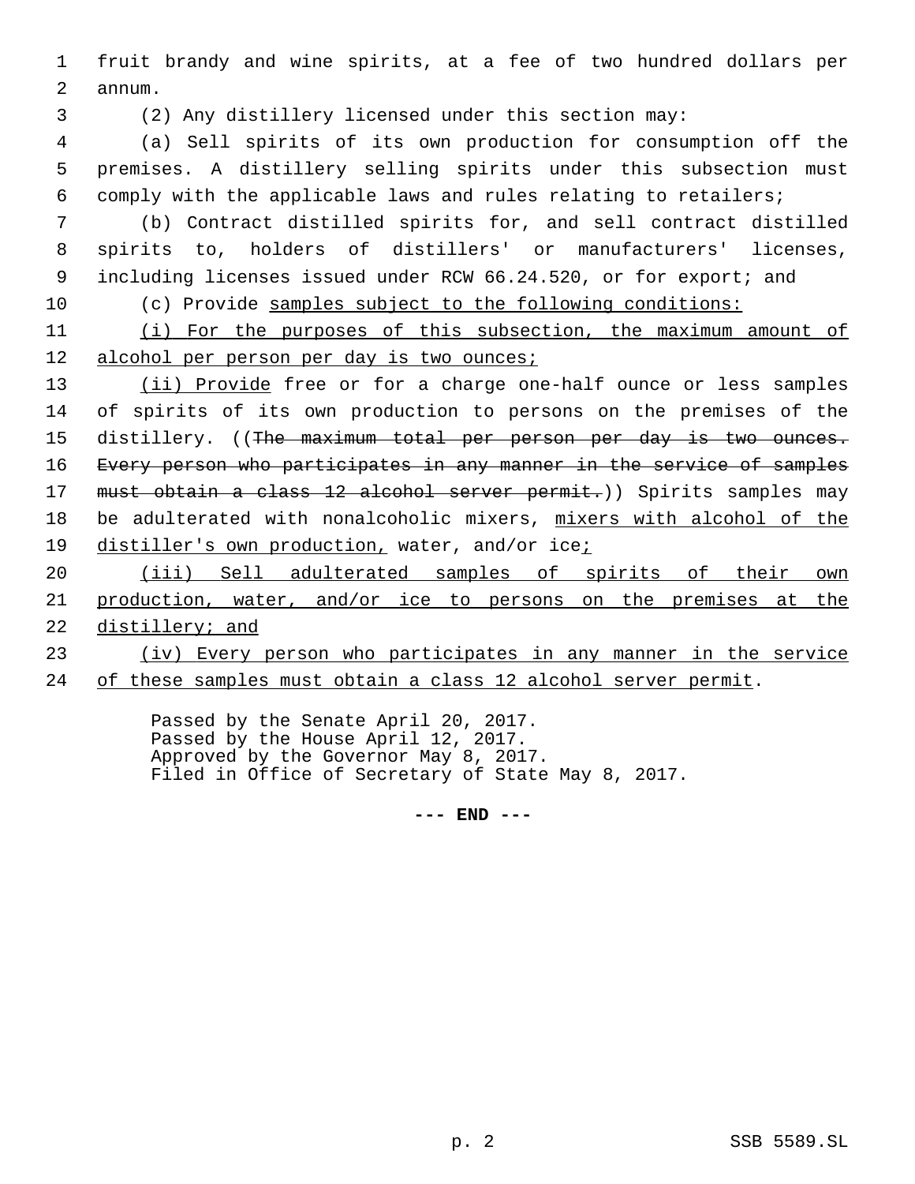fruit brandy and wine spirits, at a fee of two hundred dollars per annum.

(2) Any distillery licensed under this section may:

(a) Sell spirits of its own production for consumption off the premises. A distillery selling spirits under this subsection must comply with the applicable laws and rules relating to retailers;

(b) Contract distilled spirits for, and sell contract distilled spirits to, holders of distillers' or manufacturers' licenses, including licenses issued under RCW 66.24.520, or for export; and

(c) Provide <u>samples subject to the following conditions:</u>

<u>(i) For the purposes of this subsection, the maximum amount of alcohol per person per day is two ounces;</u>

<u>(ii) Provide</u> free or for a charge one-half ounce or less samples of spirits of its own production to persons on the premises of the distillery. ((~~The maximum total per person per day is two ounces. Every person who participates in any manner in the service of samples must obtain a class 12 alcohol server permit.~~)) Spirits samples may be adulterated with nonalcoholic mixers, <u>mixers with alcohol of the distiller's own production,</u> water, and/or ice<u>;</u>

<u>(iii) Sell adulterated samples of spirits of their own production, water, and/or ice to persons on the premises at the distillery; and</u>

<u>(iv) Every person who participates in any manner in the service of these samples must obtain a class 12 alcohol server permit</u>.

Passed by the Senate April 20, 2017.
Passed by the House April 12, 2017.
Approved by the Governor May 8, 2017.
Filed in Office of Secretary of State May 8, 2017.

**--- END ---**